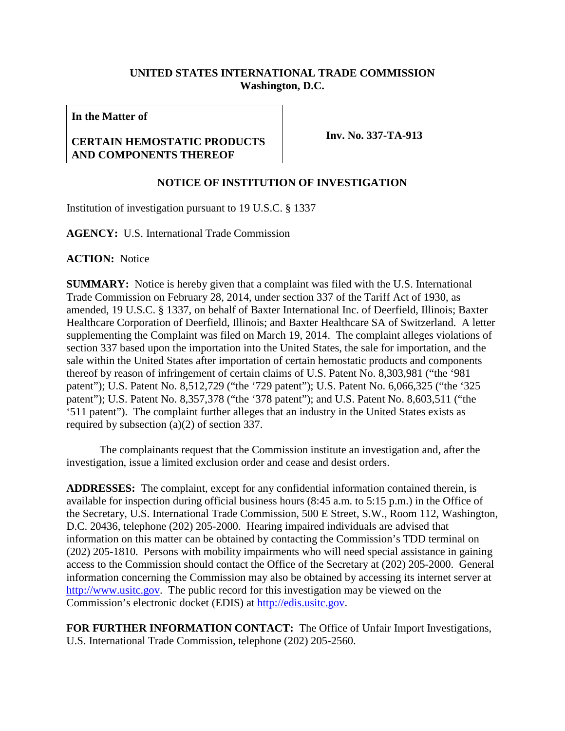**UNITED STATES INTERNATIONAL TRADE COMMISSION**
**Washington, D.C.**

| **In the Matter of** **CERTAIN HEMOSTATIC PRODUCTS AND COMPONENTS THEREOF** | **Inv. No. 337-TA-913** |
|---|---|

## NOTICE OF INSTITUTION OF INVESTIGATION

Institution of investigation pursuant to 19 U.S.C. § 1337

**AGENCY:** U.S. International Trade Commission

**ACTION:** Notice

**SUMMARY:** Notice is hereby given that a complaint was filed with the U.S. International Trade Commission on February 28, 2014, under section 337 of the Tariff Act of 1930, as amended, 19 U.S.C. § 1337, on behalf of Baxter International Inc. of Deerfield, Illinois; Baxter Healthcare Corporation of Deerfield, Illinois; and Baxter Healthcare SA of Switzerland. A letter supplementing the Complaint was filed on March 19, 2014. The complaint alleges violations of section 337 based upon the importation into the United States, the sale for importation, and the sale within the United States after importation of certain hemostatic products and components thereof by reason of infringement of certain claims of U.S. Patent No. 8,303,981 ("the '981 patent"); U.S. Patent No. 8,512,729 ("the '729 patent"); U.S. Patent No. 6,066,325 ("the '325 patent"); U.S. Patent No. 8,357,378 ("the '378 patent"); and U.S. Patent No. 8,603,511 ("the '511 patent"). The complaint further alleges that an industry in the United States exists as required by subsection (a)(2) of section 337.

The complainants request that the Commission institute an investigation and, after the investigation, issue a limited exclusion order and cease and desist orders.

**ADDRESSES:** The complaint, except for any confidential information contained therein, is available for inspection during official business hours (8:45 a.m. to 5:15 p.m.) in the Office of the Secretary, U.S. International Trade Commission, 500 E Street, S.W., Room 112, Washington, D.C. 20436, telephone (202) 205-2000. Hearing impaired individuals are advised that information on this matter can be obtained by contacting the Commission's TDD terminal on (202) 205-1810. Persons with mobility impairments who will need special assistance in gaining access to the Commission should contact the Office of the Secretary at (202) 205-2000. General information concerning the Commission may also be obtained by accessing its internet server at http://www.usitc.gov. The public record for this investigation may be viewed on the Commission's electronic docket (EDIS) at http://edis.usitc.gov.

**FOR FURTHER INFORMATION CONTACT:** The Office of Unfair Import Investigations, U.S. International Trade Commission, telephone (202) 205-2560.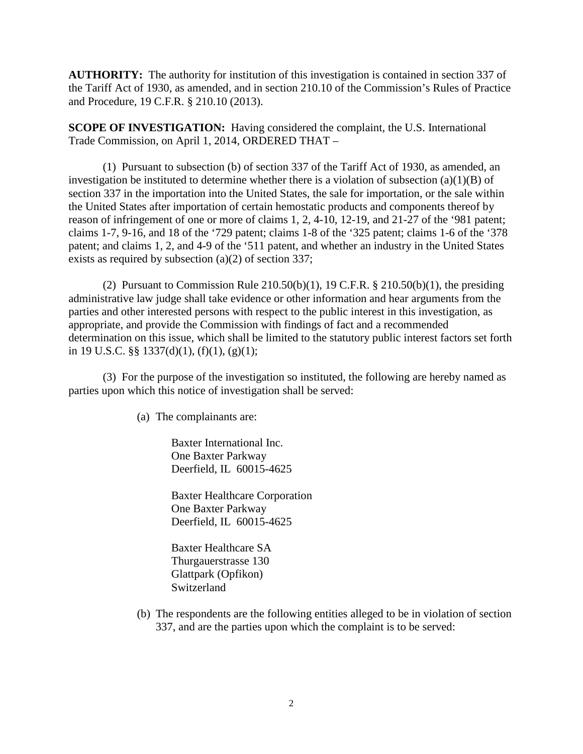**AUTHORITY:** The authority for institution of this investigation is contained in section 337 of the Tariff Act of 1930, as amended, and in section 210.10 of the Commission's Rules of Practice and Procedure, 19 C.F.R. § 210.10 (2013).

**SCOPE OF INVESTIGATION:** Having considered the complaint, the U.S. International Trade Commission, on April 1, 2014, ORDERED THAT –

(1) Pursuant to subsection (b) of section 337 of the Tariff Act of 1930, as amended, an investigation be instituted to determine whether there is a violation of subsection (a)(1)(B) of section 337 in the importation into the United States, the sale for importation, or the sale within the United States after importation of certain hemostatic products and components thereof by reason of infringement of one or more of claims 1, 2, 4-10, 12-19, and 21-27 of the '981 patent; claims 1-7, 9-16, and 18 of the '729 patent; claims 1-8 of the '325 patent; claims 1-6 of the '378 patent; and claims 1, 2, and 4-9 of the '511 patent, and whether an industry in the United States exists as required by subsection (a)(2) of section 337;

(2) Pursuant to Commission Rule 210.50(b)(1), 19 C.F.R. § 210.50(b)(1), the presiding administrative law judge shall take evidence or other information and hear arguments from the parties and other interested persons with respect to the public interest in this investigation, as appropriate, and provide the Commission with findings of fact and a recommended determination on this issue, which shall be limited to the statutory public interest factors set forth in 19 U.S.C. §§ 1337(d)(1), (f)(1), (g)(1);

(3) For the purpose of the investigation so instituted, the following are hereby named as parties upon which this notice of investigation shall be served:

(a) The complainants are:

Baxter International Inc.
One Baxter Parkway
Deerfield, IL 60015-4625

Baxter Healthcare Corporation
One Baxter Parkway
Deerfield, IL 60015-4625

Baxter Healthcare SA
Thurgauerstrasse 130
Glattpark (Opfikon)
Switzerland

(b) The respondents are the following entities alleged to be in violation of section 337, and are the parties upon which the complaint is to be served: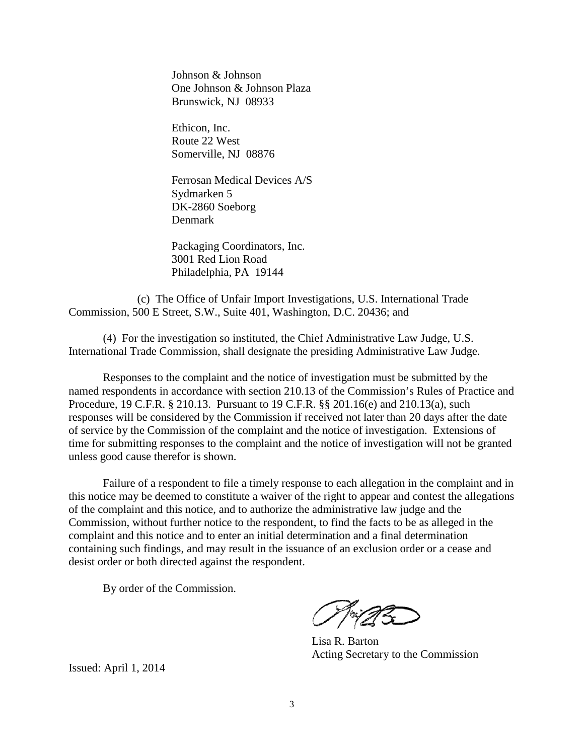Johnson & Johnson
One Johnson & Johnson Plaza
Brunswick, NJ 08933

Ethicon, Inc.
Route 22 West
Somerville, NJ 08876

Ferrosan Medical Devices A/S
Sydmarken 5
DK-2860 Soeborg
Denmark

Packaging Coordinators, Inc.
3001 Red Lion Road
Philadelphia, PA 19144

(c) The Office of Unfair Import Investigations, U.S. International Trade Commission, 500 E Street, S.W., Suite 401, Washington, D.C. 20436; and

(4) For the investigation so instituted, the Chief Administrative Law Judge, U.S. International Trade Commission, shall designate the presiding Administrative Law Judge.

Responses to the complaint and the notice of investigation must be submitted by the named respondents in accordance with section 210.13 of the Commission's Rules of Practice and Procedure, 19 C.F.R. § 210.13. Pursuant to 19 C.F.R. §§ 201.16(e) and 210.13(a), such responses will be considered by the Commission if received not later than 20 days after the date of service by the Commission of the complaint and the notice of investigation. Extensions of time for submitting responses to the complaint and the notice of investigation will not be granted unless good cause therefor is shown.

Failure of a respondent to file a timely response to each allegation in the complaint and in this notice may be deemed to constitute a waiver of the right to appear and contest the allegations of the complaint and this notice, and to authorize the administrative law judge and the Commission, without further notice to the respondent, to find the facts to be as alleged in the complaint and this notice and to enter an initial determination and a final determination containing such findings, and may result in the issuance of an exclusion order or a cease and desist order or both directed against the respondent.

By order of the Commission.

Lisa R. Barton
Acting Secretary to the Commission

Issued: April 1, 2014